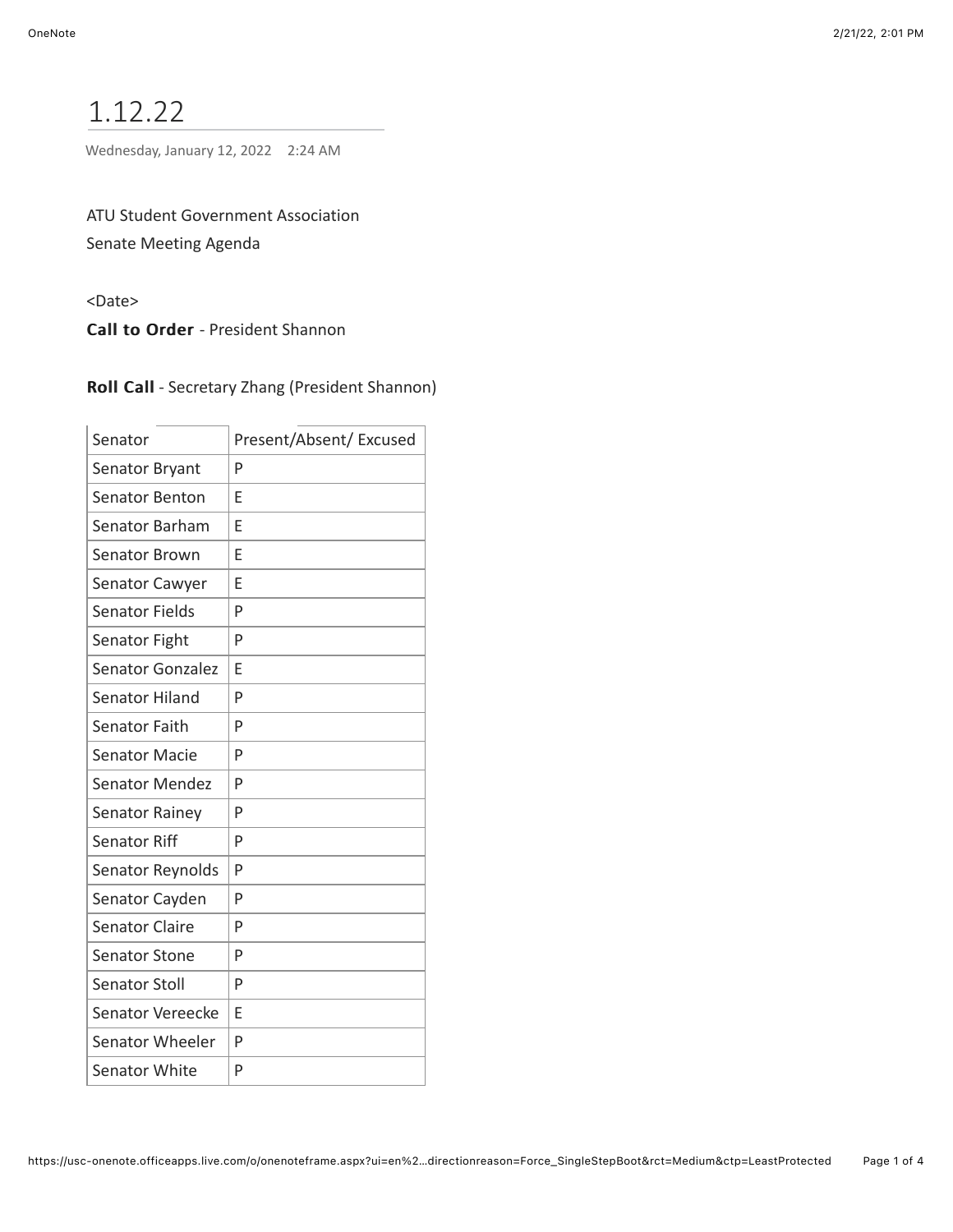# 1.12.22

Wednesday, January 12, 2022 2:24 AM

ATU Student Government Association
Senate Meeting Agenda

<Date>

**Call to Order** - President Shannon

**Roll Call** - Secretary Zhang (President Shannon)

| Senator | Present/Absent/ Excused |
|---|---|
| Senator Bryant | P |
| Senator Benton | E |
| Senator Barham | E |
| Senator Brown | E |
| Senator Cawyer | E |
| Senator Fields | P |
| Senator Fight | P |
| Senator Gonzalez | E |
| Senator Hiland | P |
| Senator Faith | P |
| Senator Macie | P |
| Senator Mendez | P |
| Senator Rainey | P |
| Senator Riff | P |
| Senator Reynolds | P |
| Senator Cayden | P |
| Senator Claire | P |
| Senator Stone | P |
| Senator Stoll | P |
| Senator Vereecke | E |
| Senator Wheeler | P |
| Senator White | P |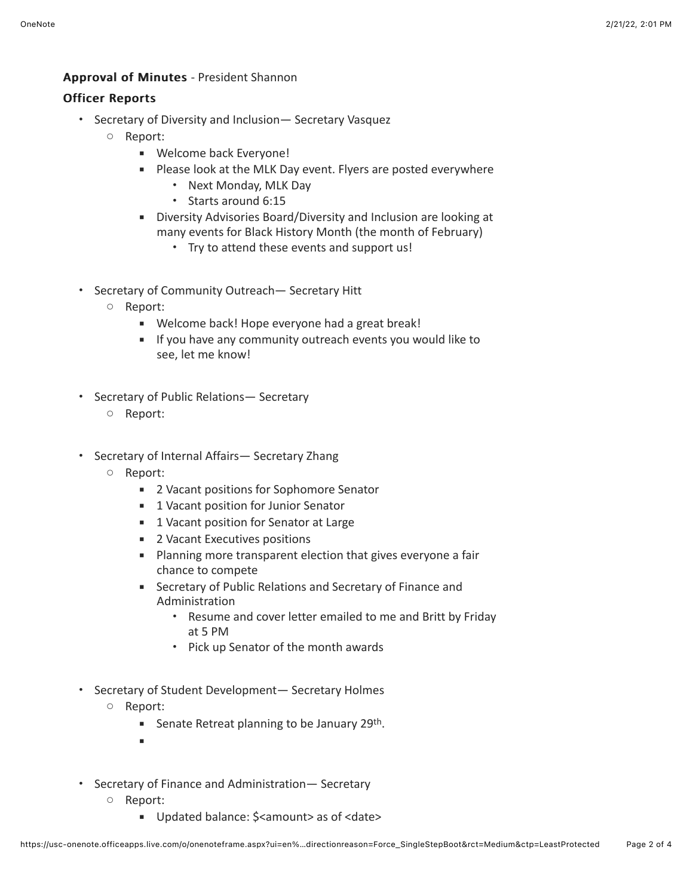**Approval of Minutes** - President Shannon

**Officer Reports**

- Secretary of Diversity and Inclusion— Secretary Vasquez
  - Report:
    - Welcome back Everyone!
    - Please look at the MLK Day event. Flyers are posted everywhere
      - Next Monday, MLK Day
      - Starts around 6:15
    - Diversity Advisories Board/Diversity and Inclusion are looking at many events for Black History Month (the month of February)
      - Try to attend these events and support us!

- Secretary of Community Outreach— Secretary Hitt
  - Report:
    - Welcome back! Hope everyone had a great break!
    - If you have any community outreach events you would like to see, let me know!

- Secretary of Public Relations— Secretary
  - Report:

- Secretary of Internal Affairs— Secretary Zhang
  - Report:
    - 2 Vacant positions for Sophomore Senator
    - 1 Vacant position for Junior Senator
    - 1 Vacant position for Senator at Large
    - 2 Vacant Executives positions
    - Planning more transparent election that gives everyone a fair chance to compete
    - Secretary of Public Relations and Secretary of Finance and Administration
      - Resume and cover letter emailed to me and Britt by Friday at 5 PM
      - Pick up Senator of the month awards

- Secretary of Student Development— Secretary Holmes
  - Report:
    - Senate Retreat planning to be January 29th.
    - 

- Secretary of Finance and Administration— Secretary
  - Report:
    - Updated balance: $<amount> as of <date>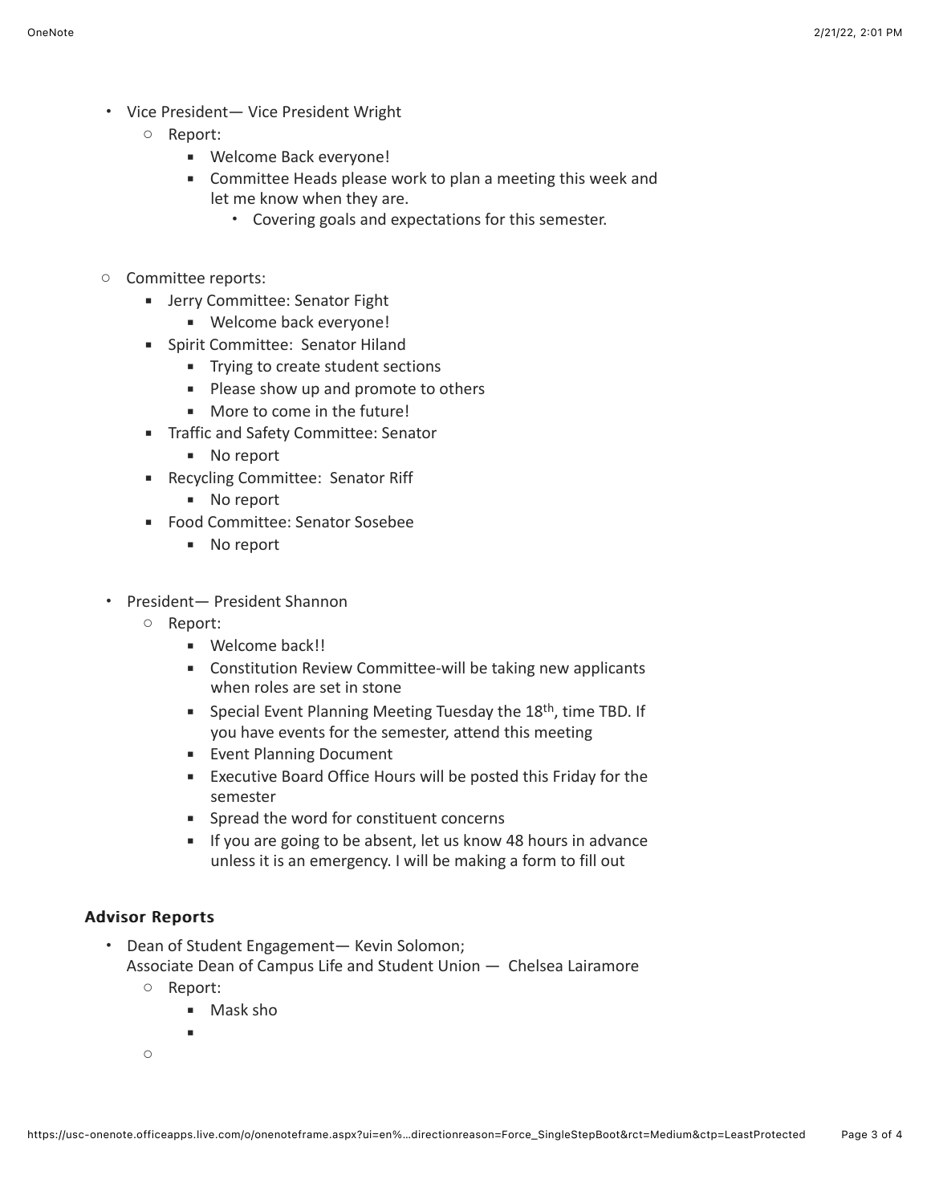- Vice President— Vice President Wright
  - Report:
    - Welcome Back everyone!
    - Committee Heads please work to plan a meeting this week and let me know when they are.
      - Covering goals and expectations for this semester.

- Committee reports:
  - Jerry Committee: Senator Fight
    - Welcome back everyone!
  - Spirit Committee: Senator Hiland
    - Trying to create student sections
    - Please show up and promote to others
    - More to come in the future!
  - Traffic and Safety Committee: Senator
    - No report
  - Recycling Committee: Senator Riff
    - No report
  - Food Committee: Senator Sosebee
    - No report

- President— President Shannon
  - Report:
    - Welcome back!!
    - Constitution Review Committee-will be taking new applicants when roles are set in stone
    - Special Event Planning Meeting Tuesday the 18th, time TBD. If you have events for the semester, attend this meeting
    - Event Planning Document
    - Executive Board Office Hours will be posted this Friday for the semester
    - Spread the word for constituent concerns
    - If you are going to be absent, let us know 48 hours in advance unless it is an emergency. I will be making a form to fill out

### Advisor Reports

- Dean of Student Engagement— Kevin Solomon;
  Associate Dean of Campus Life and Student Union — Chelsea Lairamore
  - Report:
    - Mask sho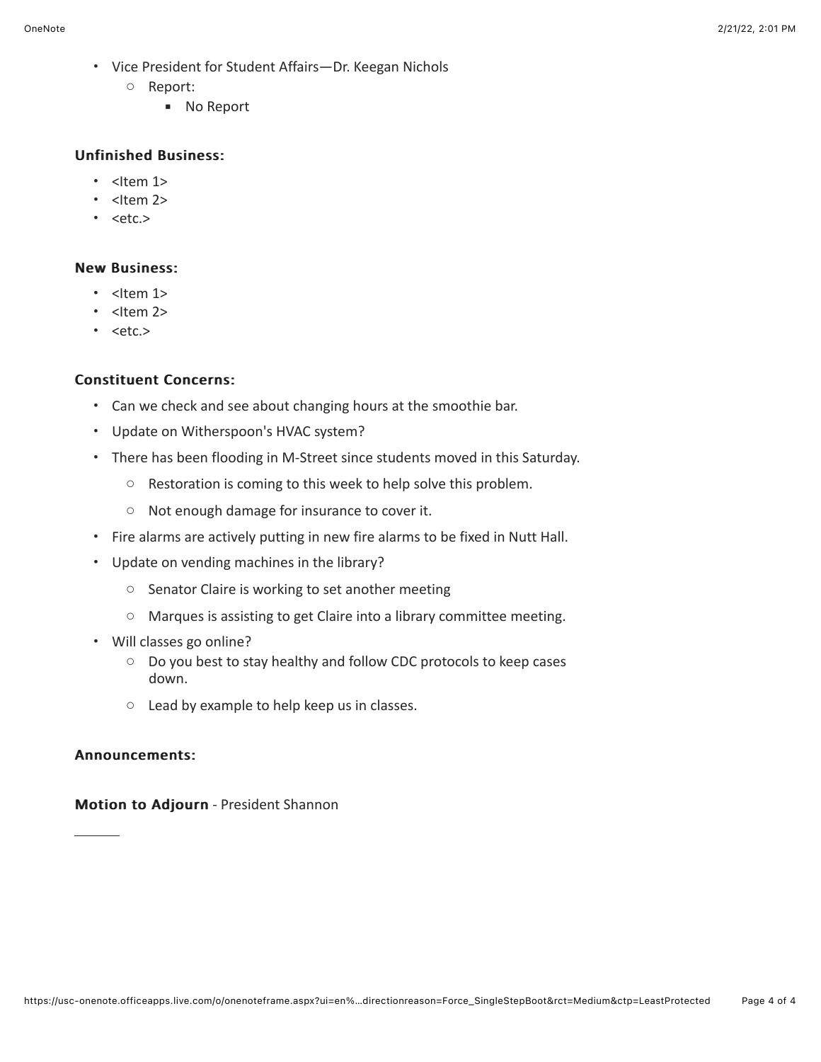- Vice President for Student Affairs—Dr. Keegan Nichols
  - Report:
    - No Report

**Unfinished Business:**

- <Item 1>
- <Item 2>
- <etc.>

**New Business:**

- <Item 1>
- <Item 2>
- <etc.>

**Constituent Concerns:**

- Can we check and see about changing hours at the smoothie bar.
- Update on Witherspoon's HVAC system?
- There has been flooding in M-Street since students moved in this Saturday.
  - Restoration is coming to this week to help solve this problem.
  - Not enough damage for insurance to cover it.
- Fire alarms are actively putting in new fire alarms to be fixed in Nutt Hall.
- Update on vending machines in the library?
  - Senator Claire is working to set another meeting
  - Marques is assisting to get Claire into a library committee meeting.
- Will classes go online?
  - Do you best to stay healthy and follow CDC protocols to keep cases down.
  - Lead by example to help keep us in classes.

**Announcements:**

**Motion to Adjourn** - President Shannon